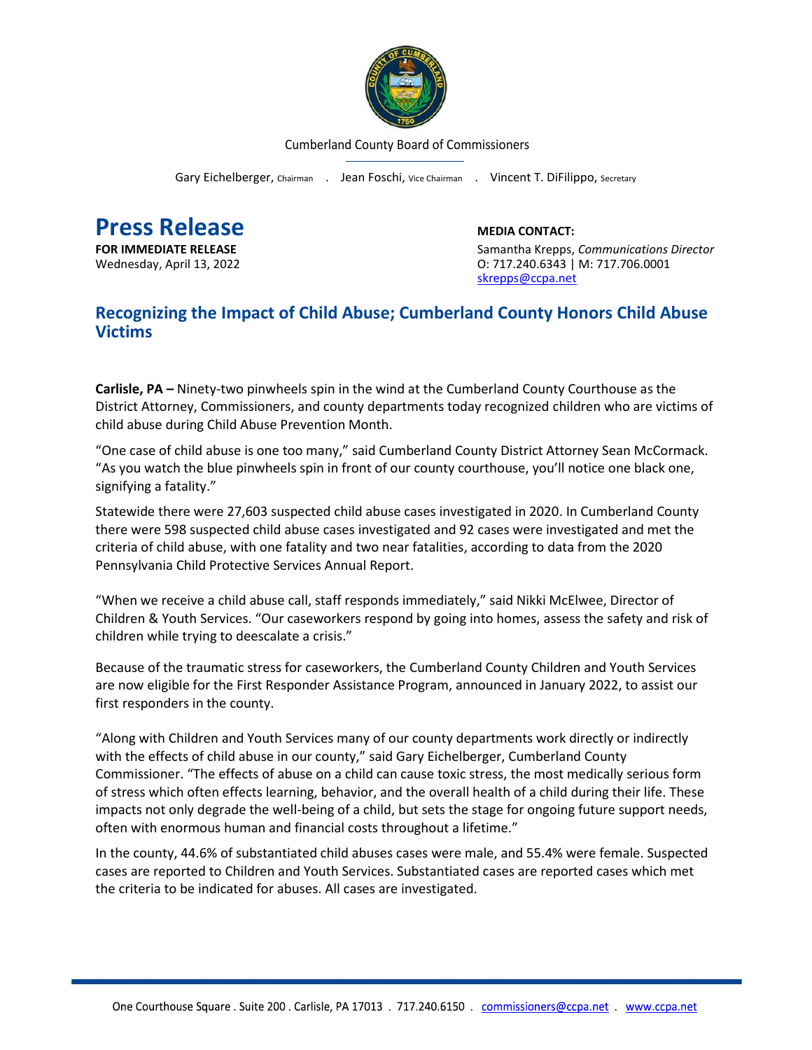Cumberland County Board of Commissioners

Gary Eichelberger, Chairman . Jean Foschi, Vice Chairman . Vincent T. DiFilippo, Secretary

# Press Release

**FOR IMMEDIATE RELEASE**
Wednesday, April 13, 2022

**MEDIA CONTACT:**
Samantha Krepps, *Communications Director*
O: 717.240.6343 | M: 717.706.0001
skrepps@ccpa.net

## Recognizing the Impact of Child Abuse; Cumberland County Honors Child Abuse Victims

**Carlisle, PA –** Ninety-two pinwheels spin in the wind at the Cumberland County Courthouse as the District Attorney, Commissioners, and county departments today recognized children who are victims of child abuse during Child Abuse Prevention Month.

"One case of child abuse is one too many," said Cumberland County District Attorney Sean McCormack. "As you watch the blue pinwheels spin in front of our county courthouse, you'll notice one black one, signifying a fatality."

Statewide there were 27,603 suspected child abuse cases investigated in 2020. In Cumberland County there were 598 suspected child abuse cases investigated and 92 cases were investigated and met the criteria of child abuse, with one fatality and two near fatalities, according to data from the 2020 Pennsylvania Child Protective Services Annual Report.

"When we receive a child abuse call, staff responds immediately," said Nikki McElwee, Director of Children & Youth Services. "Our caseworkers respond by going into homes, assess the safety and risk of children while trying to deescalate a crisis."

Because of the traumatic stress for caseworkers, the Cumberland County Children and Youth Services are now eligible for the First Responder Assistance Program, announced in January 2022, to assist our first responders in the county.

"Along with Children and Youth Services many of our county departments work directly or indirectly with the effects of child abuse in our county," said Gary Eichelberger, Cumberland County Commissioner. "The effects of abuse on a child can cause toxic stress, the most medically serious form of stress which often effects learning, behavior, and the overall health of a child during their life. These impacts not only degrade the well-being of a child, but sets the stage for ongoing future support needs, often with enormous human and financial costs throughout a lifetime."

In the county, 44.6% of substantiated child abuses cases were male, and 55.4% were female. Suspected cases are reported to Children and Youth Services. Substantiated cases are reported cases which met the criteria to be indicated for abuses. All cases are investigated.

One Courthouse Square . Suite 200 . Carlisle, PA 17013 . 717.240.6150 . commissioners@ccpa.net . www.ccpa.net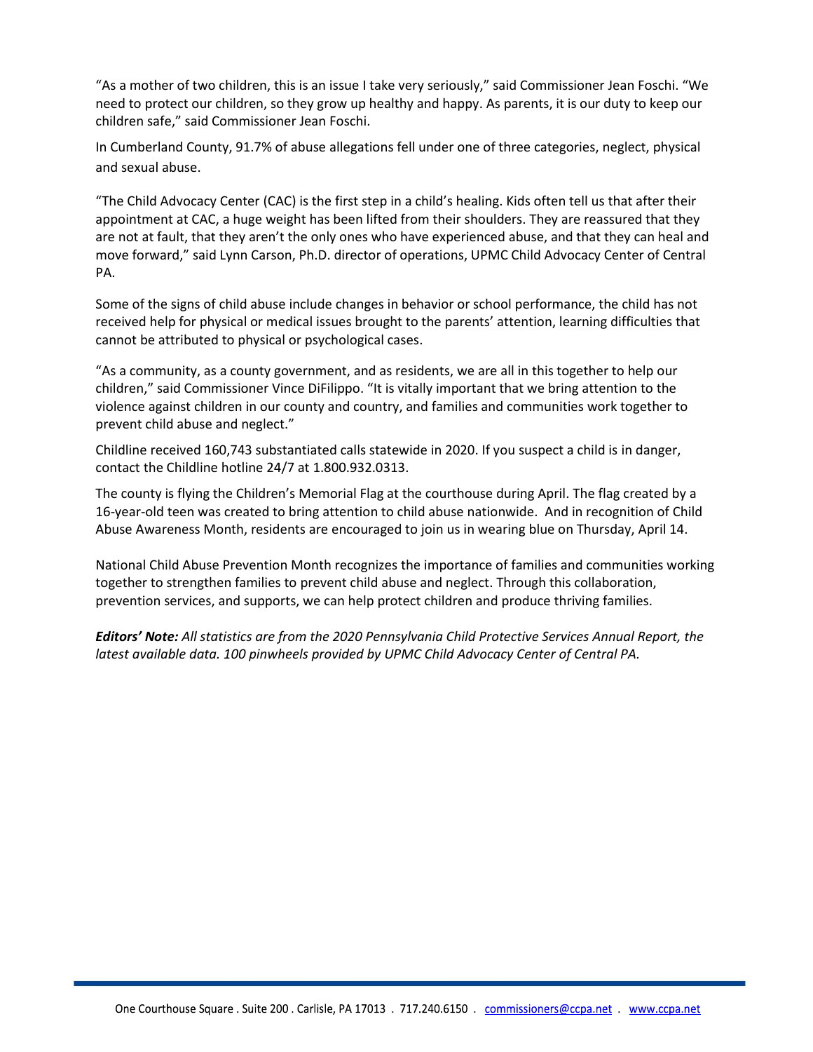"As a mother of two children, this is an issue I take very seriously," said Commissioner Jean Foschi. "We need to protect our children, so they grow up healthy and happy. As parents, it is our duty to keep our children safe," said Commissioner Jean Foschi.

In Cumberland County, 91.7% of abuse allegations fell under one of three categories, neglect, physical and sexual abuse.

"The Child Advocacy Center (CAC) is the first step in a child's healing. Kids often tell us that after their appointment at CAC, a huge weight has been lifted from their shoulders. They are reassured that they are not at fault, that they aren't the only ones who have experienced abuse, and that they can heal and move forward," said Lynn Carson, Ph.D. director of operations, UPMC Child Advocacy Center of Central PA.

Some of the signs of child abuse include changes in behavior or school performance, the child has not received help for physical or medical issues brought to the parents' attention, learning difficulties that cannot be attributed to physical or psychological cases.

"As a community, as a county government, and as residents, we are all in this together to help our children," said Commissioner Vince DiFilippo. "It is vitally important that we bring attention to the violence against children in our county and country, and families and communities work together to prevent child abuse and neglect."

Childline received 160,743 substantiated calls statewide in 2020. If you suspect a child is in danger, contact the Childline hotline 24/7 at 1.800.932.0313.

The county is flying the Children's Memorial Flag at the courthouse during April. The flag created by a 16-year-old teen was created to bring attention to child abuse nationwide. And in recognition of Child Abuse Awareness Month, residents are encouraged to join us in wearing blue on Thursday, April 14.

National Child Abuse Prevention Month recognizes the importance of families and communities working together to strengthen families to prevent child abuse and neglect. Through this collaboration, prevention services, and supports, we can help protect children and produce thriving families.

***Editors' Note:*** *All statistics are from the 2020 Pennsylvania Child Protective Services Annual Report, the latest available data. 100 pinwheels provided by UPMC Child Advocacy Center of Central PA.*

One Courthouse Square . Suite 200 . Carlisle, PA 17013 . 717.240.6150 . commissioners@ccpa.net . www.ccpa.net